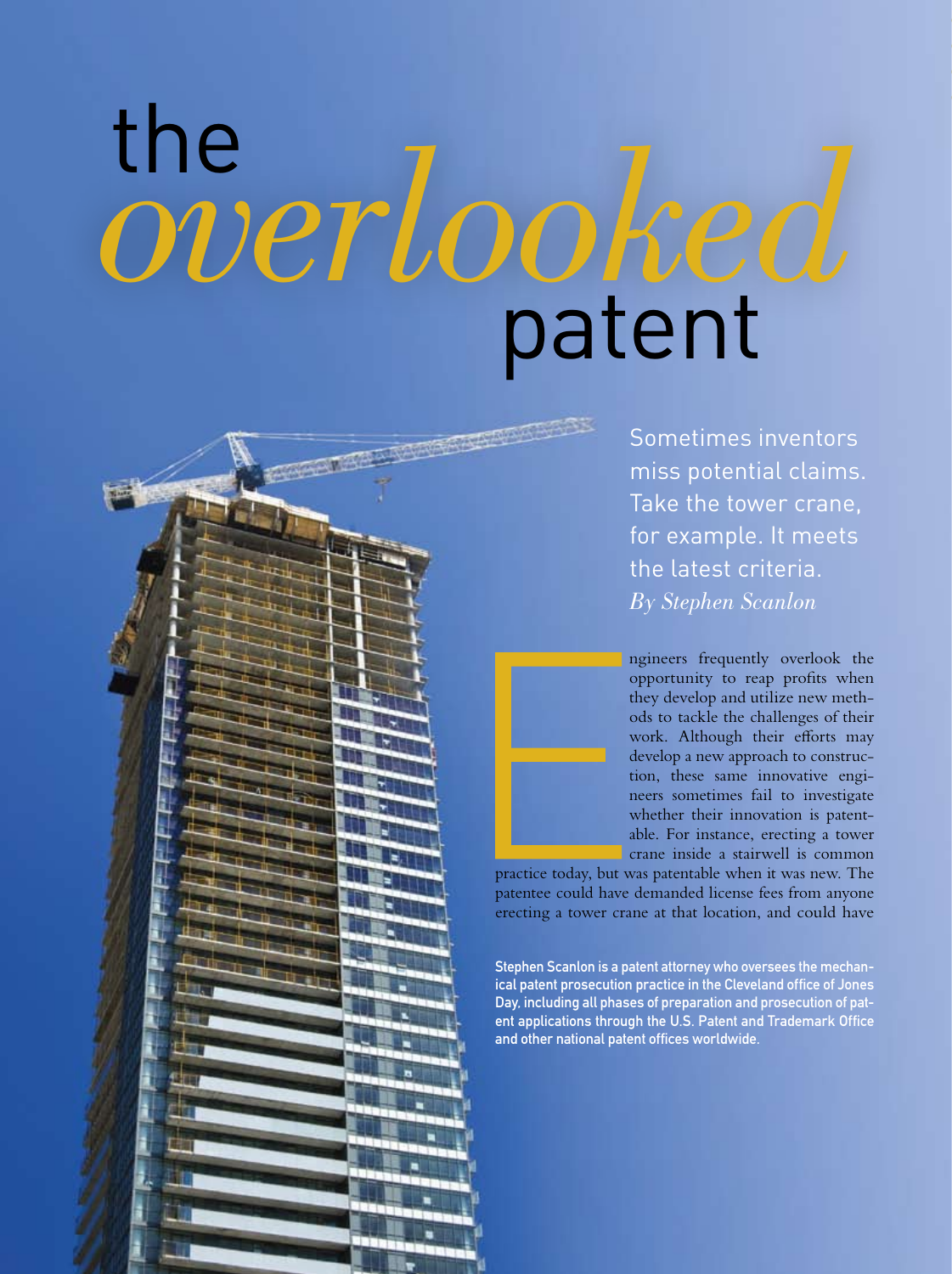# the *overlooked* patent

Sometimes inventors miss potential claims. Take the tower crane, for example. It meets the latest criteria.

*By Stephen Scanlon*

Engineers frequently overlook the opportunity to reap profits when they develop and utilize new methods to tackle the challenges of their work. Although their efforts may develop a new approach to construction, these same innovative engineers sometimes fail to investigate whether their innovation is patentable. For instance, erecting a tower crane inside a stairwell is common practice today, but was patentable when it was new. The patentee could have demanded license fees from anyone erecting a tower crane at that location, and could have

**Stephen Scanlon is a patent attorney who oversees the mechanical patent prosecution practice in the Cleveland office of Jones Day, including all phases of preparation and prosecution of patent applications through the U.S. Patent and Trademark Office and other national patent offices worldwide.**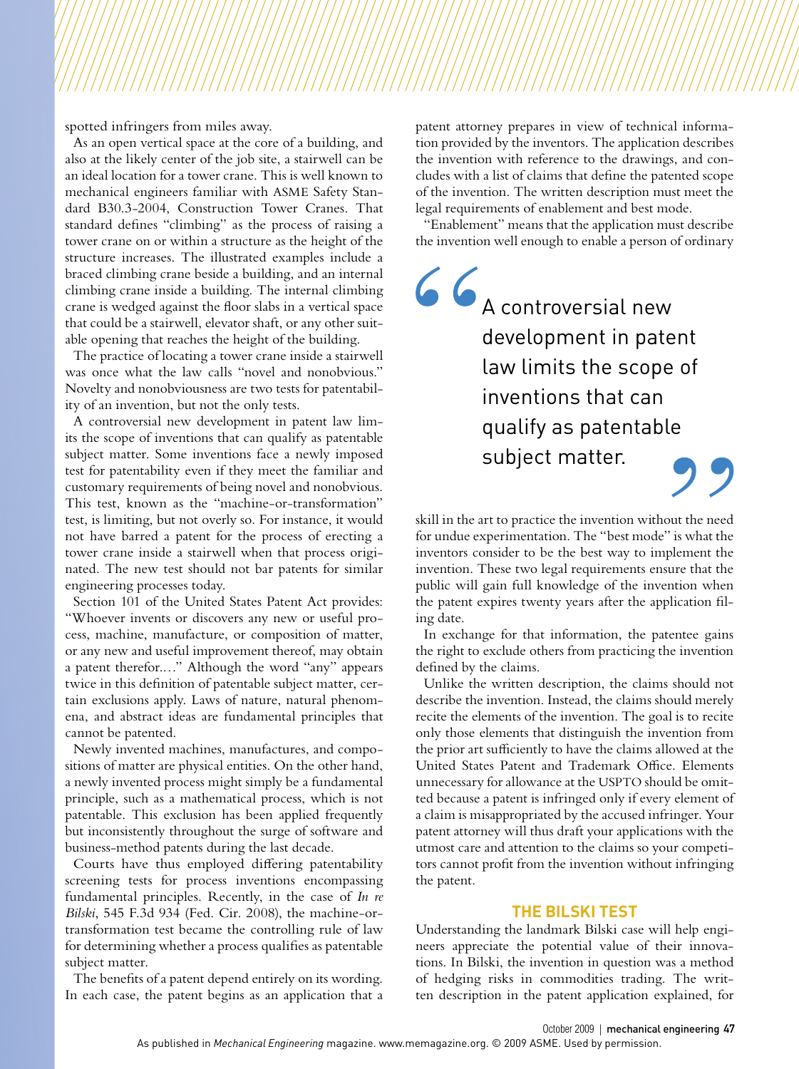spotted infringers from miles away.

As an open vertical space at the core of a building, and also at the likely center of the job site, a stairwell can be an ideal location for a tower crane. This is well known to mechanical engineers familiar with ASME Safety Standard B30.3-2004, Construction Tower Cranes. That standard defines "climbing" as the process of raising a tower crane on or within a structure as the height of the structure increases. The illustrated examples include a braced climbing crane beside a building, and an internal climbing crane inside a building. The internal climbing crane is wedged against the floor slabs in a vertical space that could be a stairwell, elevator shaft, or any other suitable opening that reaches the height of the building.

The practice of locating a tower crane inside a stairwell was once what the law calls "novel and nonobvious." Novelty and nonobviousness are two tests for patentability of an invention, but not the only tests.

A controversial new development in patent law limits the scope of inventions that can qualify as patentable subject matter. Some inventions face a newly imposed test for patentability even if they meet the familiar and customary requirements of being novel and nonobvious. This test, known as the "machine-or-transformation" test, is limiting, but not overly so. For instance, it would not have barred a patent for the process of erecting a tower crane inside a stairwell when that process originated. The new test should not bar patents for similar engineering processes today.

Section 101 of the United States Patent Act provides: "Whoever invents or discovers any new or useful process, machine, manufacture, or composition of matter, or any new and useful improvement thereof, may obtain a patent therefor...." Although the word "any" appears twice in this definition of patentable subject matter, certain exclusions apply. Laws of nature, natural phenomena, and abstract ideas are fundamental principles that cannot be patented.

Newly invented machines, manufactures, and compositions of matter are physical entities. On the other hand, a newly invented process might simply be a fundamental principle, such as a mathematical process, which is not patentable. This exclusion has been applied frequently but inconsistently throughout the surge of software and business-method patents during the last decade.

Courts have thus employed differing patentability screening tests for process inventions encompassing fundamental principles. Recently, in the case of *In re Bilski*, 545 F.3d 934 (Fed. Cir. 2008), the machine-or-transformation test became the controlling rule of law for determining whether a process qualifies as patentable subject matter.

The benefits of a patent depend entirely on its wording. In each case, the patent begins as an application that a patent attorney prepares in view of technical information provided by the inventors. The application describes the invention with reference to the drawings, and concludes with a list of claims that define the patented scope of the invention. The written description must meet the legal requirements of enablement and best mode.

"Enablement" means that the application must describe the invention well enough to enable a person of ordinary skill in the art to practice the invention without the need for undue experimentation. The "best mode" is what the inventors consider to be the best way to implement the invention. These two legal requirements ensure that the public will gain full knowledge of the invention when the patent expires twenty years after the application filing date.

> "A controversial new development in patent law limits the scope of inventions that can qualify as patentable subject matter."

In exchange for that information, the patentee gains the right to exclude others from practicing the invention defined by the claims.

Unlike the written description, the claims should not describe the invention. Instead, the claims should merely recite the elements of the invention. The goal is to recite only those elements that distinguish the invention from the prior art sufficiently to have the claims allowed at the United States Patent and Trademark Office. Elements unnecessary for allowance at the USPTO should be omitted because a patent is infringed only if every element of a claim is misappropriated by the accused infringer. Your patent attorney will thus draft your applications with the utmost care and attention to the claims so your competitors cannot profit from the invention without infringing the patent.

## THE BILSKI TEST

Understanding the landmark Bilski case will help engineers appreciate the potential value of their innovations. In Bilski, the invention in question was a method of hedging risks in commodities trading. The written description in the patent application explained, for

As published in *Mechanical Engineering* magazine. www.memagazine.org. © 2009 ASME. Used by permission.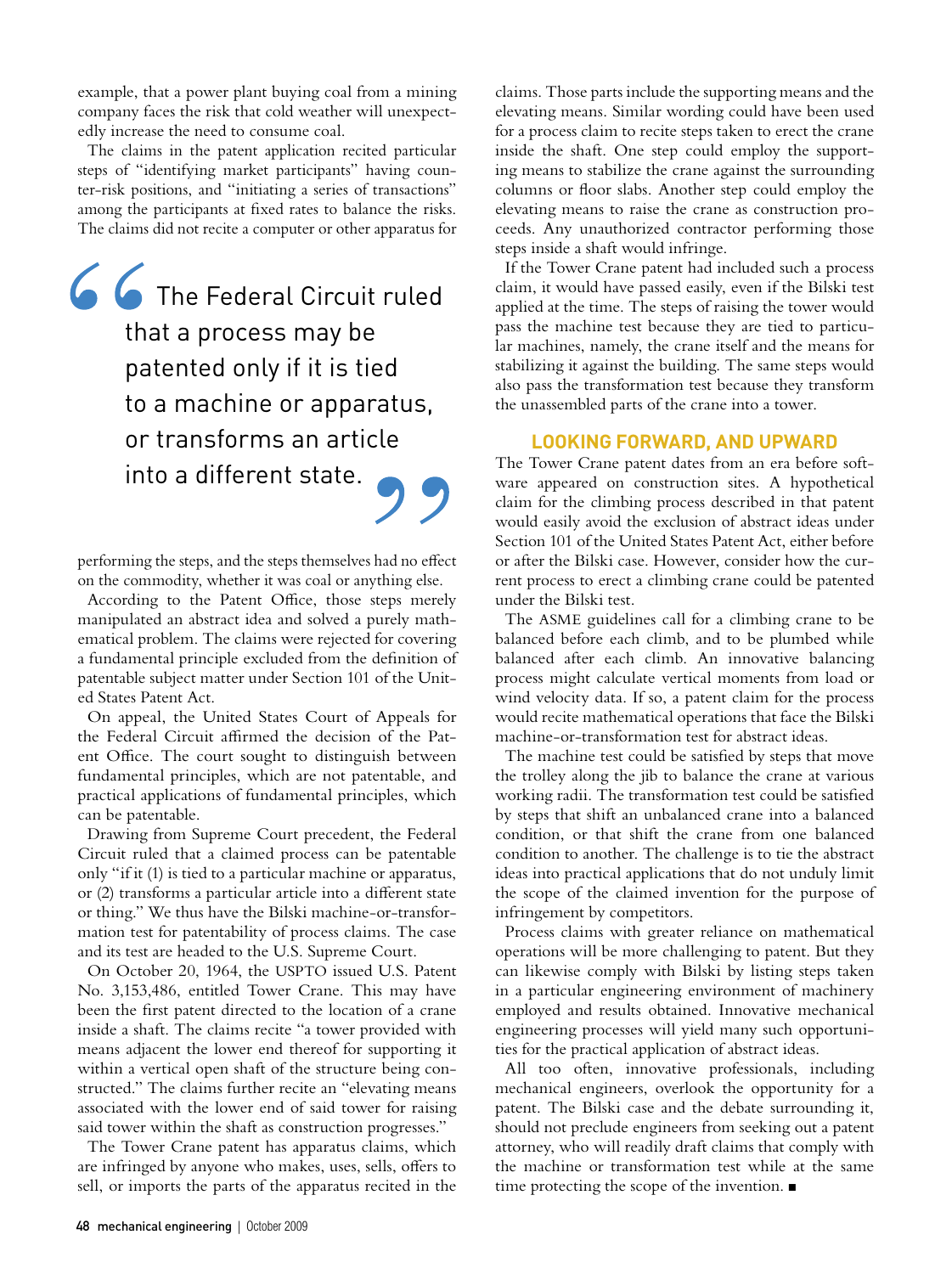example, that a power plant buying coal from a mining company faces the risk that cold weather will unexpectedly increase the need to consume coal.

The claims in the patent application recited particular steps of "identifying market participants" having counter-risk positions, and "initiating a series of transactions" among the participants at fixed rates to balance the risks. The claims did not recite a computer or other apparatus for performing the steps, and the steps themselves had no effect on the commodity, whether it was coal or anything else.

> The Federal Circuit ruled that a process may be patented only if it is tied to a machine or apparatus, or transforms an article into a different state.

According to the Patent Office, those steps merely manipulated an abstract idea and solved a purely mathematical problem. The claims were rejected for covering a fundamental principle excluded from the definition of patentable subject matter under Section 101 of the United States Patent Act.

On appeal, the United States Court of Appeals for the Federal Circuit affirmed the decision of the Patent Office. The court sought to distinguish between fundamental principles, which are not patentable, and practical applications of fundamental principles, which can be patentable.

Drawing from Supreme Court precedent, the Federal Circuit ruled that a claimed process can be patentable only "if it (1) is tied to a particular machine or apparatus, or (2) transforms a particular article into a different state or thing." We thus have the Bilski machine-or-transformation test for patentability of process claims. The case and its test are headed to the U.S. Supreme Court.

On October 20, 1964, the USPTO issued U.S. Patent No. 3,153,486, entitled Tower Crane. This may have been the first patent directed to the location of a crane inside a shaft. The claims recite "a tower provided with means adjacent the lower end thereof for supporting it within a vertical open shaft of the structure being constructed." The claims further recite an "elevating means associated with the lower end of said tower for raising said tower within the shaft as construction progresses."

The Tower Crane patent has apparatus claims, which are infringed by anyone who makes, uses, sells, offers to sell, or imports the parts of the apparatus recited in the claims. Those parts include the supporting means and the elevating means. Similar wording could have been used for a process claim to recite steps taken to erect the crane inside the shaft. One step could employ the supporting means to stabilize the crane against the surrounding columns or floor slabs. Another step could employ the elevating means to raise the crane as construction proceeds. Any unauthorized contractor performing those steps inside a shaft would infringe.

If the Tower Crane patent had included such a process claim, it would have passed easily, even if the Bilski test applied at the time. The steps of raising the tower would pass the machine test because they are tied to particular machines, namely, the crane itself and the means for stabilizing it against the building. The same steps would also pass the transformation test because they transform the unassembled parts of the crane into a tower.

## LOOKING FORWARD, AND UPWARD

The Tower Crane patent dates from an era before software appeared on construction sites. A hypothetical claim for the climbing process described in that patent would easily avoid the exclusion of abstract ideas under Section 101 of the United States Patent Act, either before or after the Bilski case. However, consider how the current process to erect a climbing crane could be patented under the Bilski test.

The ASME guidelines call for a climbing crane to be balanced before each climb, and to be plumbed while balanced after each climb. An innovative balancing process might calculate vertical moments from load or wind velocity data. If so, a patent claim for the process would recite mathematical operations that face the Bilski machine-or-transformation test for abstract ideas.

The machine test could be satisfied by steps that move the trolley along the jib to balance the crane at various working radii. The transformation test could be satisfied by steps that shift an unbalanced crane into a balanced condition, or that shift the crane from one balanced condition to another. The challenge is to tie the abstract ideas into practical applications that do not unduly limit the scope of the claimed invention for the purpose of infringement by competitors.

Process claims with greater reliance on mathematical operations will be more challenging to patent. But they can likewise comply with Bilski by listing steps taken in a particular engineering environment of machinery employed and results obtained. Innovative mechanical engineering processes will yield many such opportunities for the practical application of abstract ideas.

All too often, innovative professionals, including mechanical engineers, overlook the opportunity for a patent. The Bilski case and the debate surrounding it, should not preclude engineers from seeking out a patent attorney, who will readily draft claims that comply with the machine or transformation test while at the same time protecting the scope of the invention. ■